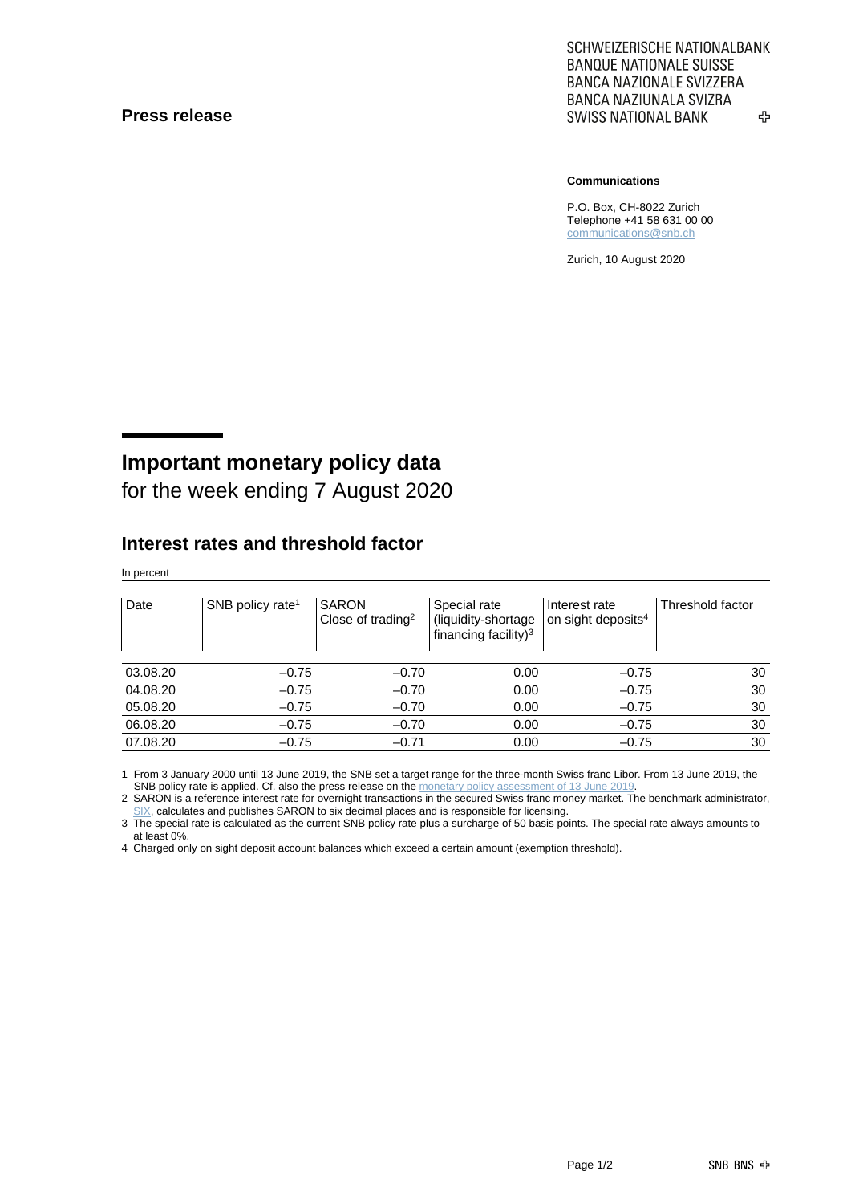**Press release**

SCHWEIZERISCHE NATIONALBANK
BANQUE NATIONALE SUISSE
BANCA NAZIONALE SVIZZERA
BANCA NAZIUNALA SVIZRA
SWISS NATIONAL BANK

**Communications**

P.O. Box, CH-8022 Zurich
Telephone +41 58 631 00 00
communications@snb.ch

Zurich, 10 August 2020

# Important monetary policy data

for the week ending 7 August 2020

## Interest rates and threshold factor

In percent

| Date | SNB policy rate[1] | SARON Close of trading[2] | Special rate (liquidity-shortage financing facility)[3] | Interest rate on sight deposits[4] | Threshold factor |
|---|---|---|---|---|---|
| 03.08.20 | –0.75 | –0.70 | 0.00 | –0.75 | 30 |
| 04.08.20 | –0.75 | –0.70 | 0.00 | –0.75 | 30 |
| 05.08.20 | –0.75 | –0.70 | 0.00 | –0.75 | 30 |
| 06.08.20 | –0.75 | –0.70 | 0.00 | –0.75 | 30 |
| 07.08.20 | –0.75 | –0.71 | 0.00 | –0.75 | 30 |

1 From 3 January 2000 until 13 June 2019, the SNB set a target range for the three-month Swiss franc Libor. From 13 June 2019, the SNB policy rate is applied. Cf. also the press release on the monetary policy assessment of 13 June 2019.

2 SARON is a reference interest rate for overnight transactions in the secured Swiss franc money market. The benchmark administrator, SIX, calculates and publishes SARON to six decimal places and is responsible for licensing.

3 The special rate is calculated as the current SNB policy rate plus a surcharge of 50 basis points. The special rate always amounts to at least 0%.

4 Charged only on sight deposit account balances which exceed a certain amount (exemption threshold).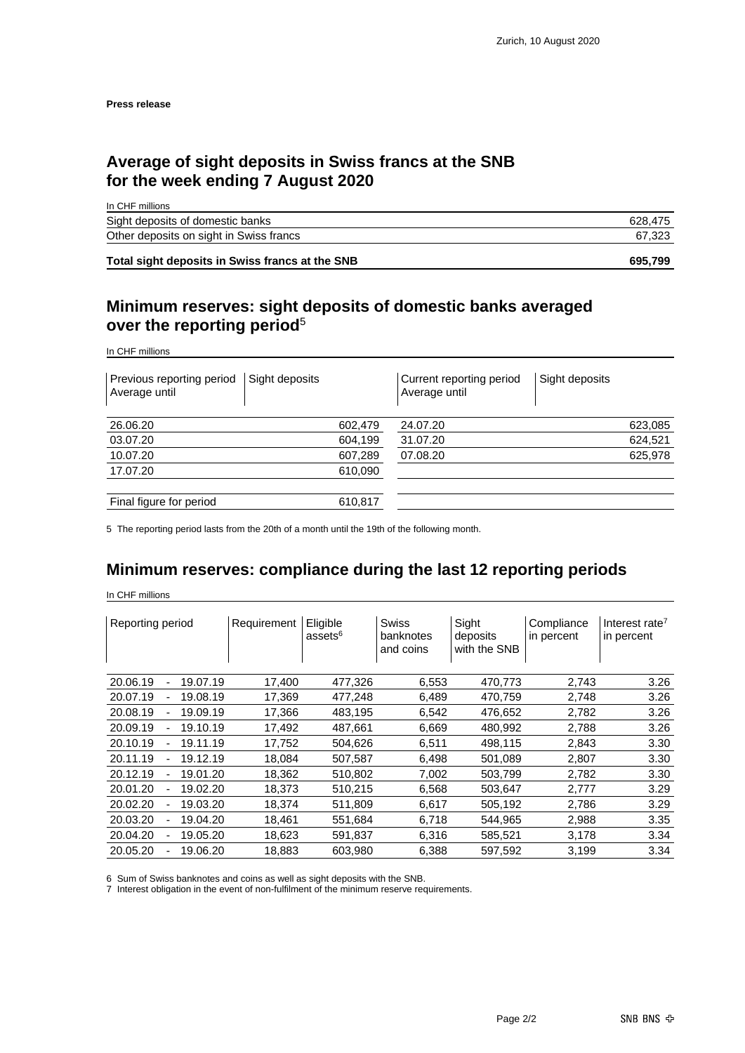Zurich, 10 August 2020

**Press release**

## Average of sight deposits in Swiss francs at the SNB for the week ending 7 August 2020

In CHF millions

| | |
|---|---:|
| Sight deposits of domestic banks | 628,475 |
| Other deposits on sight in Swiss francs | 67,323 |
| **Total sight deposits in Swiss francs at the SNB** | **695,799** |

## Minimum reserves: sight deposits of domestic banks averaged over the reporting period[5]

In CHF millions

| Previous reporting period Average until | Sight deposits | Current reporting period Average until | Sight deposits |
|---|---:|---|---:|
| 26.06.20 | 602,479 | 24.07.20 | 623,085 |
| 03.07.20 | 604,199 | 31.07.20 | 624,521 |
| 10.07.20 | 607,289 | 07.08.20 | 625,978 |
| 17.07.20 | 610,090 | | |
| Final figure for period | 610,817 | | |

5 The reporting period lasts from the 20th of a month until the 19th of the following month.

## Minimum reserves: compliance during the last 12 reporting periods

In CHF millions

| Reporting period | Requirement | Eligible assets[6] | Swiss banknotes and coins | Sight deposits with the SNB | Compliance in percent | Interest rate[7] in percent |
|---|---:|---:|---:|---:|---:|---:|
| 20.06.19 - 19.07.19 | 17,400 | 477,326 | 6,553 | 470,773 | 2,743 | 3.26 |
| 20.07.19 - 19.08.19 | 17,369 | 477,248 | 6,489 | 470,759 | 2,748 | 3.26 |
| 20.08.19 - 19.09.19 | 17,366 | 483,195 | 6,542 | 476,652 | 2,782 | 3.26 |
| 20.09.19 - 19.10.19 | 17,492 | 487,661 | 6,669 | 480,992 | 2,788 | 3.26 |
| 20.10.19 - 19.11.19 | 17,752 | 504,626 | 6,511 | 498,115 | 2,843 | 3.30 |
| 20.11.19 - 19.12.19 | 18,084 | 507,587 | 6,498 | 501,089 | 2,807 | 3.30 |
| 20.12.19 - 19.01.20 | 18,362 | 510,802 | 7,002 | 503,799 | 2,782 | 3.30 |
| 20.01.20 - 19.02.20 | 18,373 | 510,215 | 6,568 | 503,647 | 2,777 | 3.29 |
| 20.02.20 - 19.03.20 | 18,374 | 511,809 | 6,617 | 505,192 | 2,786 | 3.29 |
| 20.03.20 - 19.04.20 | 18,461 | 551,684 | 6,718 | 544,965 | 2,988 | 3.35 |
| 20.04.20 - 19.05.20 | 18,623 | 591,837 | 6,316 | 585,521 | 3,178 | 3.34 |
| 20.05.20 - 19.06.20 | 18,883 | 603,980 | 6,388 | 597,592 | 3,199 | 3.34 |

6 Sum of Swiss banknotes and coins as well as sight deposits with the SNB.
7 Interest obligation in the event of non-fulfilment of the minimum reserve requirements.